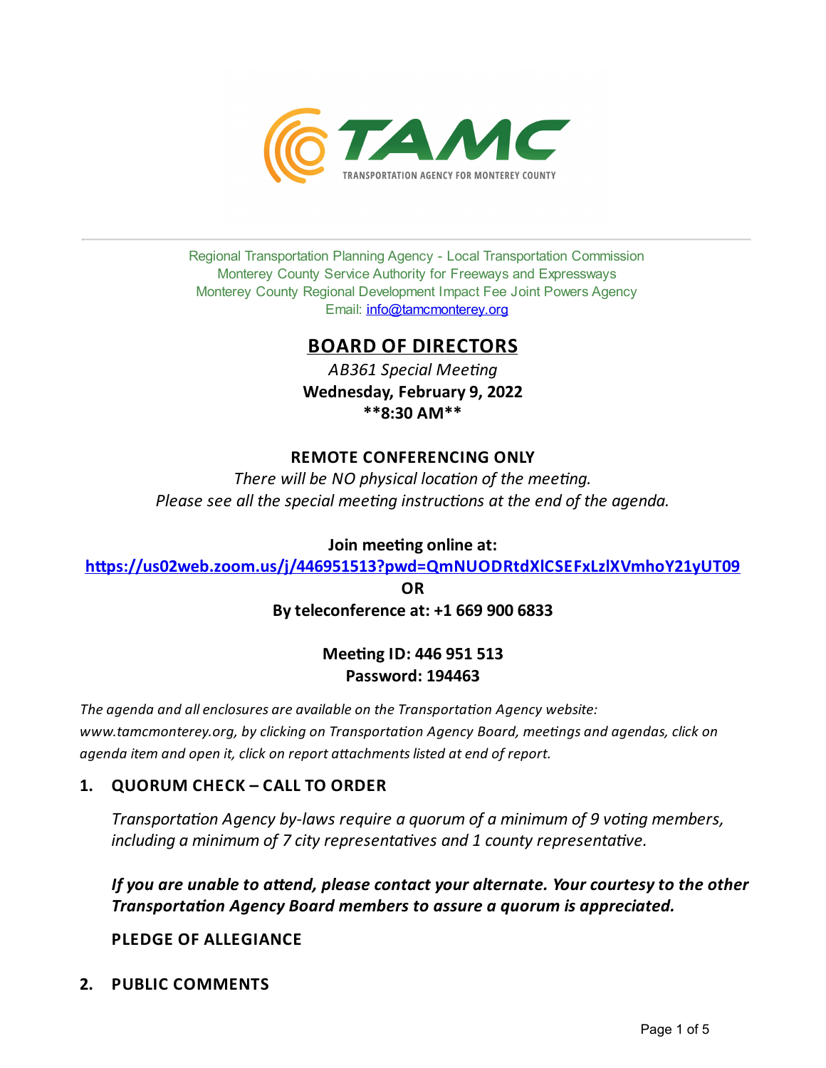TAMC
TRANSPORTATION AGENCY FOR MONTEREY COUNTY

Regional Transportation Planning Agency - Local Transportation Commission
Monterey County Service Authority for Freeways and Expressways
Monterey County Regional Development Impact Fee Joint Powers Agency
Email: info@tamcmonterey.org

# BOARD OF DIRECTORS

*AB361 Special Meeting*

**Wednesday, February 9, 2022**

****8:30 AM****

**REMOTE CONFERENCING ONLY**

*There will be NO physical location of the meeting.*
*Please see all the special meeting instructions at the end of the agenda.*

**Join meeting online at:**

**https://us02web.zoom.us/j/446951513?pwd=QmNUODRtdXlCSEFxLzlXVmhoY21yUT09**

**OR**

**By teleconference at: +1 669 900 6833**

**Meeting ID: 446 951 513**
**Password: 194463**

*The agenda and all enclosures are available on the Transportation Agency website: www.tamcmonterey.org, by clicking on Transportation Agency Board, meetings and agendas, click on agenda item and open it, click on report attachments listed at end of report.*

## 1. QUORUM CHECK – CALL TO ORDER

*Transportation Agency by-laws require a quorum of a minimum of 9 voting members, including a minimum of 7 city representatives and 1 county representative.*

***If you are unable to attend, please contact your alternate. Your courtesy to the other Transportation Agency Board members to assure a quorum is appreciated.***

**PLEDGE OF ALLEGIANCE**

## 2. PUBLIC COMMENTS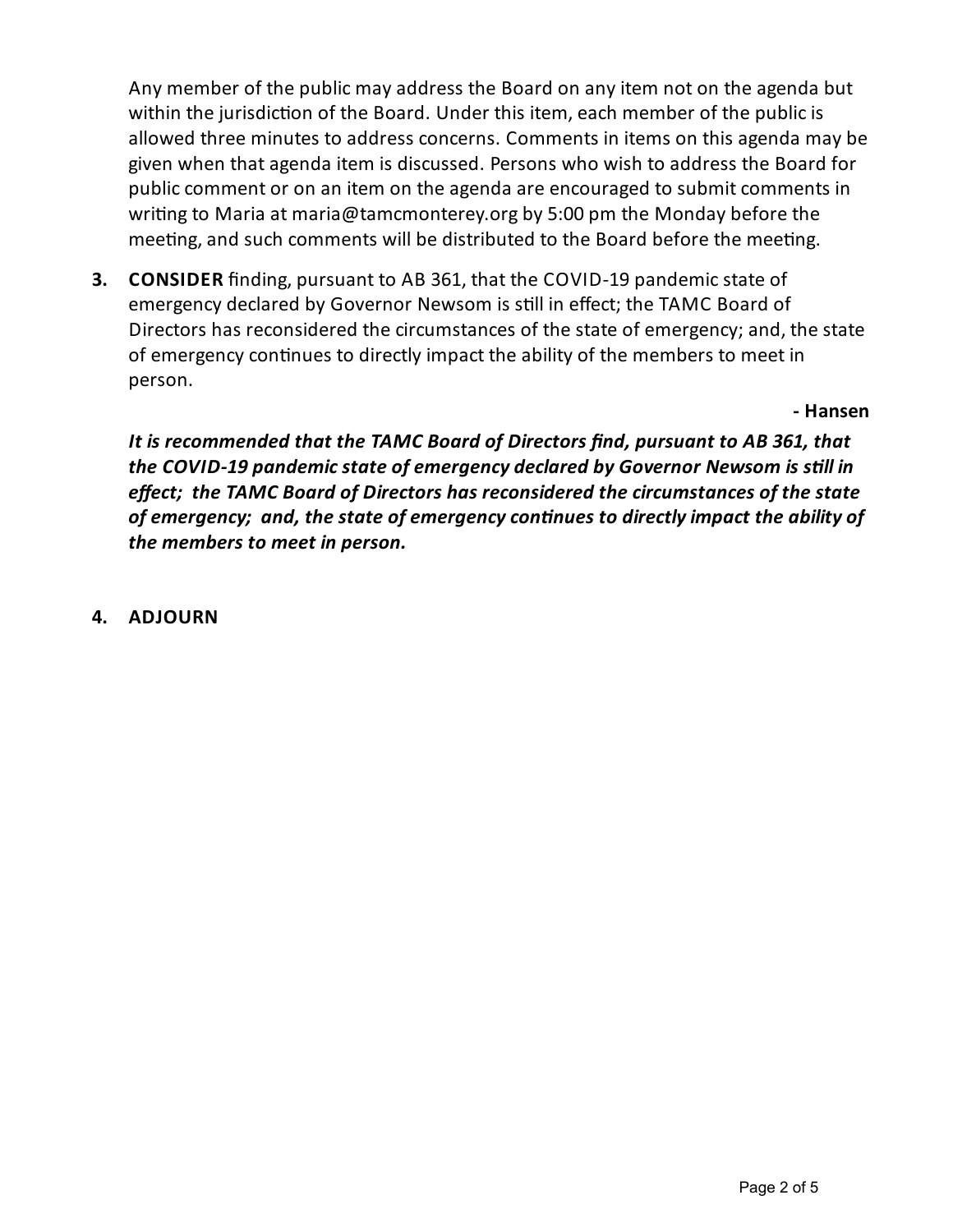Any member of the public may address the Board on any item not on the agenda but within the jurisdiction of the Board. Under this item, each member of the public is allowed three minutes to address concerns. Comments in items on this agenda may be given when that agenda item is discussed. Persons who wish to address the Board for public comment or on an item on the agenda are encouraged to submit comments in writing to Maria at maria@tamcmonterey.org by 5:00 pm the Monday before the meeting, and such comments will be distributed to the Board before the meeting.

**3. CONSIDER** finding, pursuant to AB 361, that the COVID-19 pandemic state of emergency declared by Governor Newsom is still in effect; the TAMC Board of Directors has reconsidered the circumstances of the state of emergency; and, the state of emergency continues to directly impact the ability of the members to meet in person.

**- Hansen**

***It is recommended that the TAMC Board of Directors find, pursuant to AB 361, that the COVID-19 pandemic state of emergency declared by Governor Newsom is still in effect; the TAMC Board of Directors has reconsidered the circumstances of the state of emergency; and, the state of emergency continues to directly impact the ability of the members to meet in person.***

**4. ADJOURN**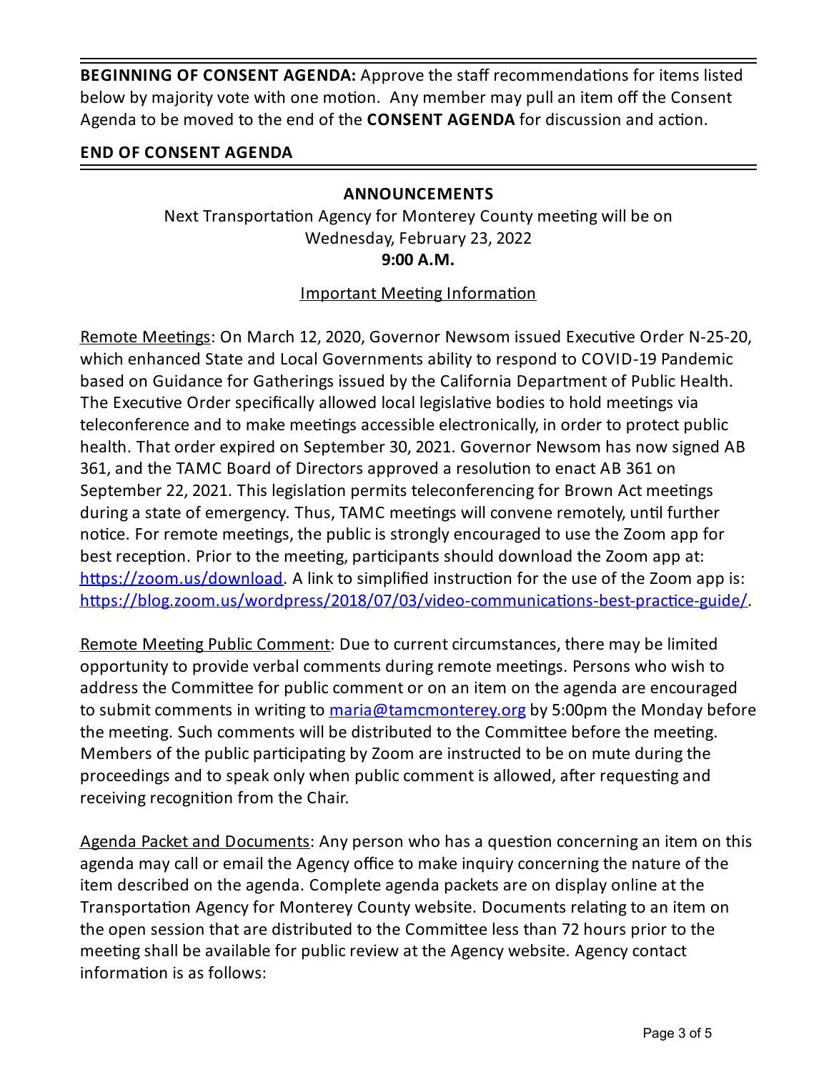**BEGINNING OF CONSENT AGENDA:** Approve the staff recommendations for items listed below by majority vote with one motion. Any member may pull an item off the Consent Agenda to be moved to the end of the **CONSENT AGENDA** for discussion and action.

**END OF CONSENT AGENDA**

---

**ANNOUNCEMENTS**

Next Transportation Agency for Monterey County meeting will be on Wednesday, February 23, 2022
**9:00 A.M.**

Important Meeting Information

Remote Meetings: On March 12, 2020, Governor Newsom issued Executive Order N-25-20, which enhanced State and Local Governments ability to respond to COVID-19 Pandemic based on Guidance for Gatherings issued by the California Department of Public Health. The Executive Order specifically allowed local legislative bodies to hold meetings via teleconference and to make meetings accessible electronically, in order to protect public health. That order expired on September 30, 2021. Governor Newsom has now signed AB 361, and the TAMC Board of Directors approved a resolution to enact AB 361 on September 22, 2021. This legislation permits teleconferencing for Brown Act meetings during a state of emergency. Thus, TAMC meetings will convene remotely, until further notice. For remote meetings, the public is strongly encouraged to use the Zoom app for best reception. Prior to the meeting, participants should download the Zoom app at: https://zoom.us/download. A link to simplified instruction for the use of the Zoom app is: https://blog.zoom.us/wordpress/2018/07/03/video-communications-best-practice-guide/.

Remote Meeting Public Comment: Due to current circumstances, there may be limited opportunity to provide verbal comments during remote meetings. Persons who wish to address the Committee for public comment or on an item on the agenda are encouraged to submit comments in writing to maria@tamcmonterey.org by 5:00pm the Monday before the meeting. Such comments will be distributed to the Committee before the meeting. Members of the public participating by Zoom are instructed to be on mute during the proceedings and to speak only when public comment is allowed, after requesting and receiving recognition from the Chair.

Agenda Packet and Documents: Any person who has a question concerning an item on this agenda may call or email the Agency office to make inquiry concerning the nature of the item described on the agenda. Complete agenda packets are on display online at the Transportation Agency for Monterey County website. Documents relating to an item on the open session that are distributed to the Committee less than 72 hours prior to the meeting shall be available for public review at the Agency website. Agency contact information is as follows: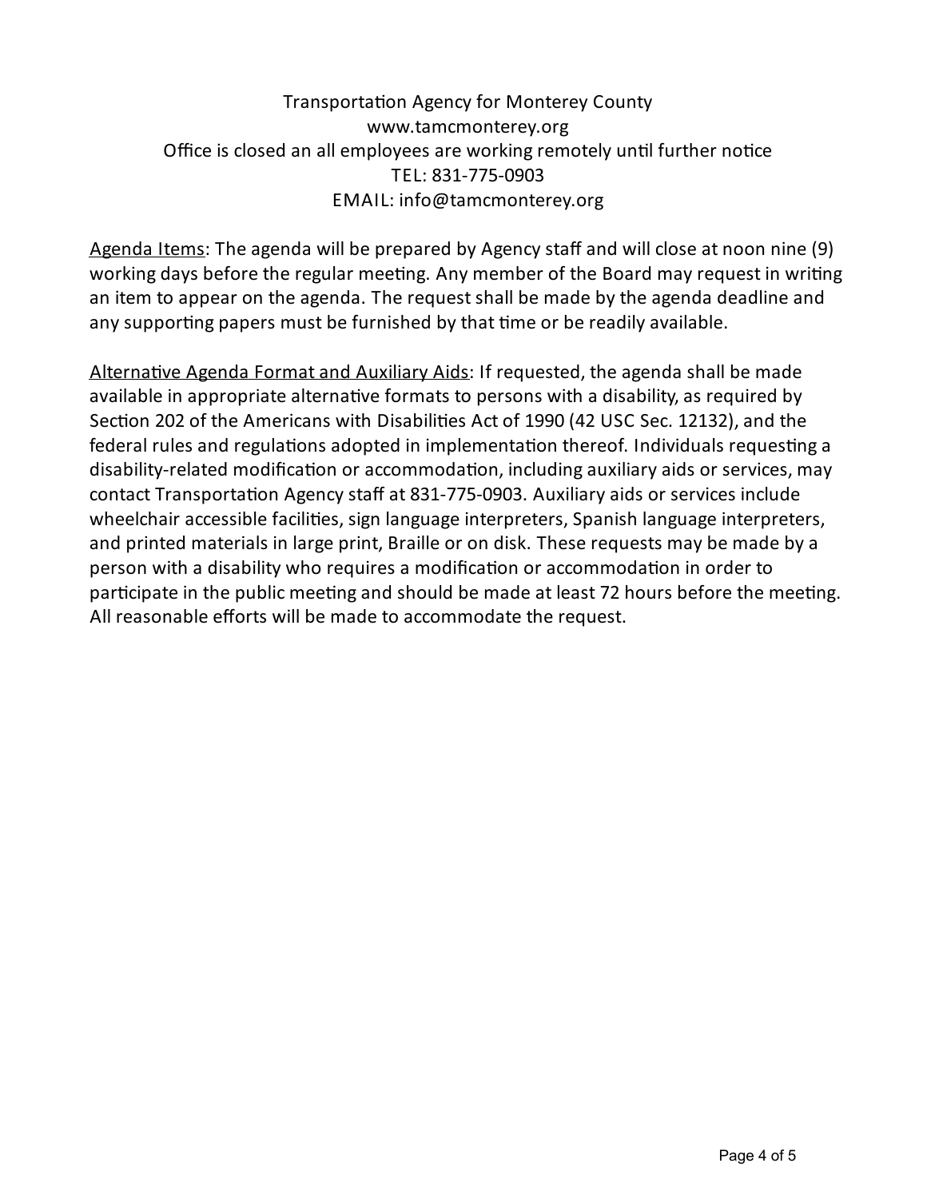Transportation Agency for Monterey County
www.tamcmonterey.org
Office is closed an all employees are working remotely until further notice
TEL: 831-775-0903
EMAIL: info@tamcmonterey.org

<u>Agenda Items</u>: The agenda will be prepared by Agency staff and will close at noon nine (9) working days before the regular meeting. Any member of the Board may request in writing an item to appear on the agenda. The request shall be made by the agenda deadline and any supporting papers must be furnished by that time or be readily available.

<u>Alternative Agenda Format and Auxiliary Aids</u>: If requested, the agenda shall be made available in appropriate alternative formats to persons with a disability, as required by Section 202 of the Americans with Disabilities Act of 1990 (42 USC Sec. 12132), and the federal rules and regulations adopted in implementation thereof. Individuals requesting a disability-related modification or accommodation, including auxiliary aids or services, may contact Transportation Agency staff at 831-775-0903. Auxiliary aids or services include wheelchair accessible facilities, sign language interpreters, Spanish language interpreters, and printed materials in large print, Braille or on disk. These requests may be made by a person with a disability who requires a modification or accommodation in order to participate in the public meeting and should be made at least 72 hours before the meeting. All reasonable efforts will be made to accommodate the request.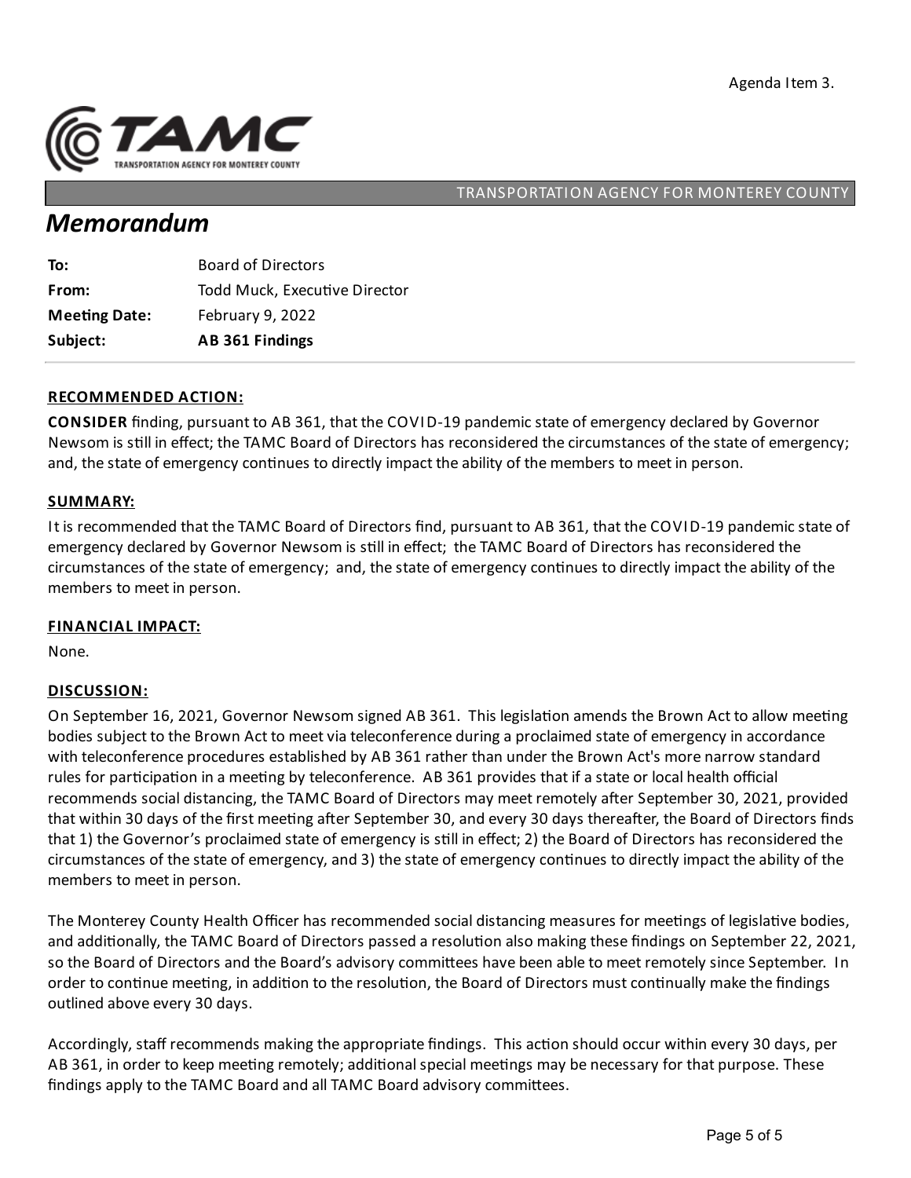Agenda Item 3.

TRANSPORTATION AGENCY FOR MONTEREY COUNTY

# *Memorandum*

| | |
|---|---|
| **To:** | Board of Directors |
| **From:** | Todd Muck, Executive Director |
| **Meeting Date:** | February 9, 2022 |
| **Subject:** | **AB 361 Findings** |

## RECOMMENDED ACTION:

**CONSIDER** finding, pursuant to AB 361, that the COVID-19 pandemic state of emergency declared by Governor Newsom is still in effect; the TAMC Board of Directors has reconsidered the circumstances of the state of emergency; and, the state of emergency continues to directly impact the ability of the members to meet in person.

## SUMMARY:

It is recommended that the TAMC Board of Directors find, pursuant to AB 361, that the COVID-19 pandemic state of emergency declared by Governor Newsom is still in effect; the TAMC Board of Directors has reconsidered the circumstances of the state of emergency; and, the state of emergency continues to directly impact the ability of the members to meet in person.

## FINANCIAL IMPACT:

None.

## DISCUSSION:

On September 16, 2021, Governor Newsom signed AB 361. This legislation amends the Brown Act to allow meeting bodies subject to the Brown Act to meet via teleconference during a proclaimed state of emergency in accordance with teleconference procedures established by AB 361 rather than under the Brown Act's more narrow standard rules for participation in a meeting by teleconference. AB 361 provides that if a state or local health official recommends social distancing, the TAMC Board of Directors may meet remotely after September 30, 2021, provided that within 30 days of the first meeting after September 30, and every 30 days thereafter, the Board of Directors finds that 1) the Governor's proclaimed state of emergency is still in effect; 2) the Board of Directors has reconsidered the circumstances of the state of emergency, and 3) the state of emergency continues to directly impact the ability of the members to meet in person.

The Monterey County Health Officer has recommended social distancing measures for meetings of legislative bodies, and additionally, the TAMC Board of Directors passed a resolution also making these findings on September 22, 2021, so the Board of Directors and the Board's advisory committees have been able to meet remotely since September. In order to continue meeting, in addition to the resolution, the Board of Directors must continually make the findings outlined above every 30 days.

Accordingly, staff recommends making the appropriate findings. This action should occur within every 30 days, per AB 361, in order to keep meeting remotely; additional special meetings may be necessary for that purpose. These findings apply to the TAMC Board and all TAMC Board advisory committees.